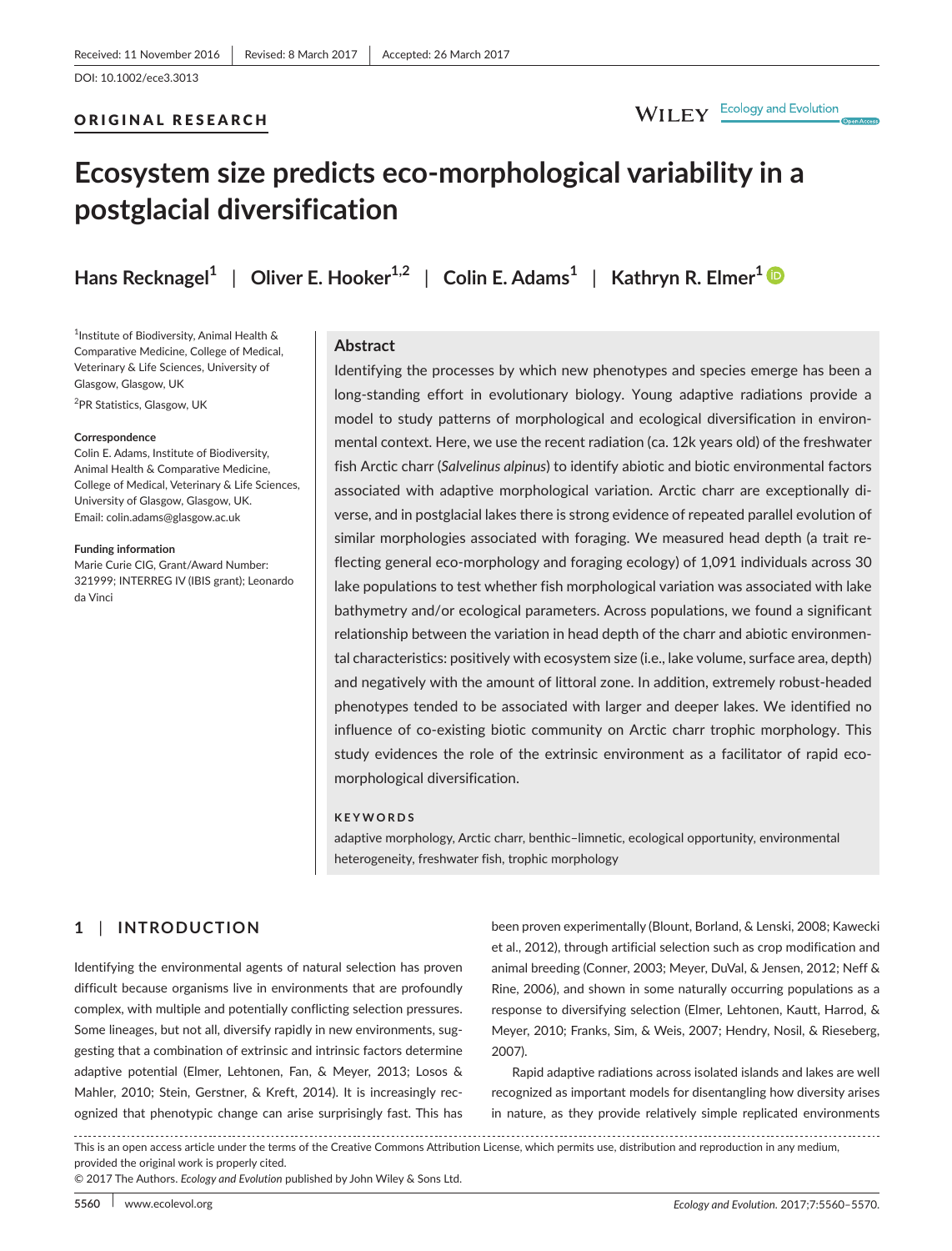Received: 11 November 2016 | Revised: 8 March 2017 | Accepted: 26 March 2017

DOI: 10.1002/ece3.3013

ORIGINAL RESEARCH

# Ecosystem size predicts eco-morphological variability in a postglacial diversification

**Hans Recknagel[1] | Oliver E. Hooker[1,2] | Colin E. Adams[1] | Kathryn R. Elmer[1]**

[1]Institute of Biodiversity, Animal Health & Comparative Medicine, College of Medical, Veterinary & Life Sciences, University of Glasgow, Glasgow, UK

[2]PR Statistics, Glasgow, UK

**Correspondence**
Colin E. Adams, Institute of Biodiversity, Animal Health & Comparative Medicine, College of Medical, Veterinary & Life Sciences, University of Glasgow, Glasgow, UK.
Email: colin.adams@glasgow.ac.uk

**Funding information**
Marie Curie CIG, Grant/Award Number: 321999; INTERREG IV (IBIS grant); Leonardo da Vinci

## Abstract

Identifying the processes by which new phenotypes and species emerge has been a long-standing effort in evolutionary biology. Young adaptive radiations provide a model to study patterns of morphological and ecological diversification in environmental context. Here, we use the recent radiation (ca. 12k years old) of the freshwater fish Arctic charr (*Salvelinus alpinus*) to identify abiotic and biotic environmental factors associated with adaptive morphological variation. Arctic charr are exceptionally diverse, and in postglacial lakes there is strong evidence of repeated parallel evolution of similar morphologies associated with foraging. We measured head depth (a trait reflecting general eco-morphology and foraging ecology) of 1,091 individuals across 30 lake populations to test whether fish morphological variation was associated with lake bathymetry and/or ecological parameters. Across populations, we found a significant relationship between the variation in head depth of the charr and abiotic environmental characteristics: positively with ecosystem size (i.e., lake volume, surface area, depth) and negatively with the amount of littoral zone. In addition, extremely robust-headed phenotypes tended to be associated with larger and deeper lakes. We identified no influence of co-existing biotic community on Arctic charr trophic morphology. This study evidences the role of the extrinsic environment as a facilitator of rapid eco-morphological diversification.

**KEYWORDS**

adaptive morphology, Arctic charr, benthic–limnetic, ecological opportunity, environmental heterogeneity, freshwater fish, trophic morphology

## 1 | INTRODUCTION

Identifying the environmental agents of natural selection has proven difficult because organisms live in environments that are profoundly complex, with multiple and potentially conflicting selection pressures. Some lineages, but not all, diversify rapidly in new environments, suggesting that a combination of extrinsic and intrinsic factors determine adaptive potential (Elmer, Lehtonen, Fan, & Meyer, 2013; Losos & Mahler, 2010; Stein, Gerstner, & Kreft, 2014). It is increasingly recognized that phenotypic change can arise surprisingly fast. This has been proven experimentally (Blount, Borland, & Lenski, 2008; Kawecki et al., 2012), through artificial selection such as crop modification and animal breeding (Conner, 2003; Meyer, DuVal, & Jensen, 2012; Neff & Rine, 2006), and shown in some naturally occurring populations as a response to diversifying selection (Elmer, Lehtonen, Kautt, Harrod, & Meyer, 2010; Franks, Sim, & Weis, 2007; Hendry, Nosil, & Rieseberg, 2007).

Rapid adaptive radiations across isolated islands and lakes are well recognized as important models for disentangling how diversity arises in nature, as they provide relatively simple replicated environments

This is an open access article under the terms of the Creative Commons Attribution License, which permits use, distribution and reproduction in any medium, provided the original work is properly cited.
© 2017 The Authors. *Ecology and Evolution* published by John Wiley & Sons Ltd.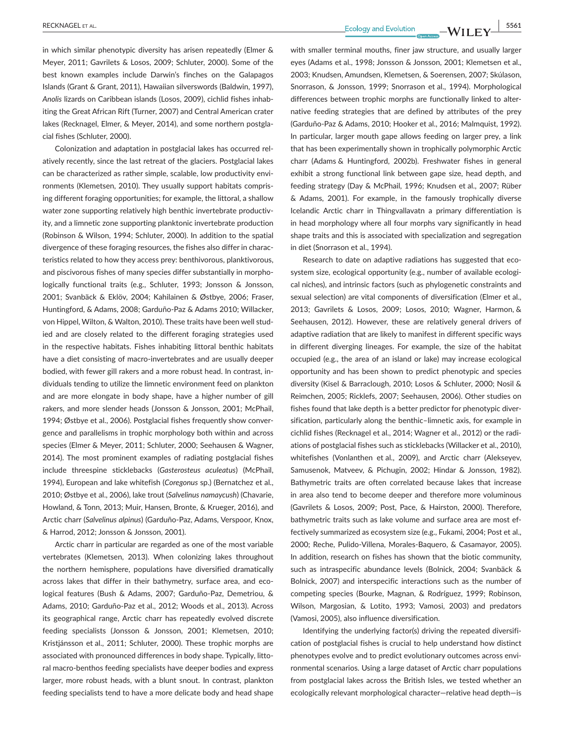in which similar phenotypic diversity has arisen repeatedly (Elmer & Meyer, 2011; Gavrilets & Losos, 2009; Schluter, 2000). Some of the best known examples include Darwin's finches on the Galapagos Islands (Grant & Grant, 2011), Hawaiian silverswords (Baldwin, 1997), *Anolis* lizards on Caribbean islands (Losos, 2009), cichlid fishes inhabiting the Great African Rift (Turner, 2007) and Central American crater lakes (Recknagel, Elmer, & Meyer, 2014), and some northern postglacial fishes (Schluter, 2000).

Colonization and adaptation in postglacial lakes has occurred relatively recently, since the last retreat of the glaciers. Postglacial lakes can be characterized as rather simple, scalable, low productivity environments (Klemetsen, 2010). They usually support habitats comprising different foraging opportunities; for example, the littoral, a shallow water zone supporting relatively high benthic invertebrate productivity, and a limnetic zone supporting planktonic invertebrate production (Robinson & Wilson, 1994; Schluter, 2000). In addition to the spatial divergence of these foraging resources, the fishes also differ in characteristics related to how they access prey: benthivorous, planktivorous, and piscivorous fishes of many species differ substantially in morphologically functional traits (e.g., Schluter, 1993; Jonsson & Jonsson, 2001; Svanbäck & Eklöv, 2004; Kahilainen & Østbye, 2006; Fraser, Huntingford, & Adams, 2008; Garduño-Paz & Adams 2010; Willacker, von Hippel, Wilton, & Walton, 2010). These traits have been well studied and are closely related to the different foraging strategies used in the respective habitats. Fishes inhabiting littoral benthic habitats have a diet consisting of macro-invertebrates and are usually deeper bodied, with fewer gill rakers and a more robust head. In contrast, individuals tending to utilize the limnetic environment feed on plankton and are more elongate in body shape, have a higher number of gill rakers, and more slender heads (Jonsson & Jonsson, 2001; McPhail, 1994; Østbye et al., 2006). Postglacial fishes frequently show convergence and parallelisms in trophic morphology both within and across species (Elmer & Meyer, 2011; Schluter, 2000; Seehausen & Wagner, 2014). The most prominent examples of radiating postglacial fishes include threespine sticklebacks (*Gasterosteus aculeatus*) (McPhail, 1994), European and lake whitefish (*Coregonus* sp.) (Bernatchez et al., 2010; Østbye et al., 2006), lake trout (*Salvelinus namaycush*) (Chavarie, Howland, & Tonn, 2013; Muir, Hansen, Bronte, & Krueger, 2016), and Arctic charr (*Salvelinus alpinus*) (Garduño-Paz, Adams, Verspoor, Knox, & Harrod, 2012; Jonsson & Jonsson, 2001).

Arctic charr in particular are regarded as one of the most variable vertebrates (Klemetsen, 2013). When colonizing lakes throughout the northern hemisphere, populations have diversified dramatically across lakes that differ in their bathymetry, surface area, and ecological features (Bush & Adams, 2007; Garduño-Paz, Demetriou, & Adams, 2010; Garduño-Paz et al., 2012; Woods et al., 2013). Across its geographical range, Arctic charr has repeatedly evolved discrete feeding specialists (Jonsson & Jonsson, 2001; Klemetsen, 2010; Kristjánsson et al., 2011; Schluter, 2000). These trophic morphs are associated with pronounced differences in body shape. Typically, littoral macro-benthos feeding specialists have deeper bodies and express larger, more robust heads, with a blunt snout. In contrast, plankton feeding specialists tend to have a more delicate body and head shape with smaller terminal mouths, finer jaw structure, and usually larger eyes (Adams et al., 1998; Jonsson & Jonsson, 2001; Klemetsen et al., 2003; Knudsen, Amundsen, Klemetsen, & Soerensen, 2007; Skúlason, Snorrason, & Jonsson, 1999; Snorrason et al., 1994). Morphological differences between trophic morphs are functionally linked to alternative feeding strategies that are defined by attributes of the prey (Garduño-Paz & Adams, 2010; Hooker et al., 2016; Malmquist, 1992). In particular, larger mouth gape allows feeding on larger prey, a link that has been experimentally shown in trophically polymorphic Arctic charr (Adams & Huntingford, 2002b). Freshwater fishes in general exhibit a strong functional link between gape size, head depth, and feeding strategy (Day & McPhail, 1996; Knudsen et al., 2007; Rüber & Adams, 2001). For example, in the famously trophically diverse Icelandic Arctic charr in Thingvallavatn a primary differentiation is in head morphology where all four morphs vary significantly in head shape traits and this is associated with specialization and segregation in diet (Snorrason et al., 1994).

Research to date on adaptive radiations has suggested that ecosystem size, ecological opportunity (e.g., number of available ecological niches), and intrinsic factors (such as phylogenetic constraints and sexual selection) are vital components of diversification (Elmer et al., 2013; Gavrilets & Losos, 2009; Losos, 2010; Wagner, Harmon, & Seehausen, 2012). However, these are relatively general drivers of adaptive radiation that are likely to manifest in different specific ways in different diverging lineages. For example, the size of the habitat occupied (e.g., the area of an island or lake) may increase ecological opportunity and has been shown to predict phenotypic and species diversity (Kisel & Barraclough, 2010; Losos & Schluter, 2000; Nosil & Reimchen, 2005; Ricklefs, 2007; Seehausen, 2006). Other studies on fishes found that lake depth is a better predictor for phenotypic diversification, particularly along the benthic–limnetic axis, for example in cichlid fishes (Recknagel et al., 2014; Wagner et al., 2012) or the radiations of postglacial fishes such as sticklebacks (Willacker et al., 2010), whitefishes (Vonlanthen et al., 2009), and Arctic charr (Alekseyev, Samusenok, Matveev, & Pichugin, 2002; Hindar & Jonsson, 1982). Bathymetric traits are often correlated because lakes that increase in area also tend to become deeper and therefore more voluminous (Gavrilets & Losos, 2009; Post, Pace, & Hairston, 2000). Therefore, bathymetric traits such as lake volume and surface area are most effectively summarized as ecosystem size (e.g., Fukami, 2004; Post et al., 2000; Reche, Pulido-Villena, Morales-Baquero, & Casamayor, 2005). In addition, research on fishes has shown that the biotic community, such as intraspecific abundance levels (Bolnick, 2004; Svanbäck & Bolnick, 2007) and interspecific interactions such as the number of competing species (Bourke, Magnan, & Rodríguez, 1999; Robinson, Wilson, Margosian, & Lotito, 1993; Vamosi, 2003) and predators (Vamosi, 2005), also influence diversification.

Identifying the underlying factor(s) driving the repeated diversification of postglacial fishes is crucial to help understand how distinct phenotypes evolve and to predict evolutionary outcomes across environmental scenarios. Using a large dataset of Arctic charr populations from postglacial lakes across the British Isles, we tested whether an ecologically relevant morphological character—relative head depth—is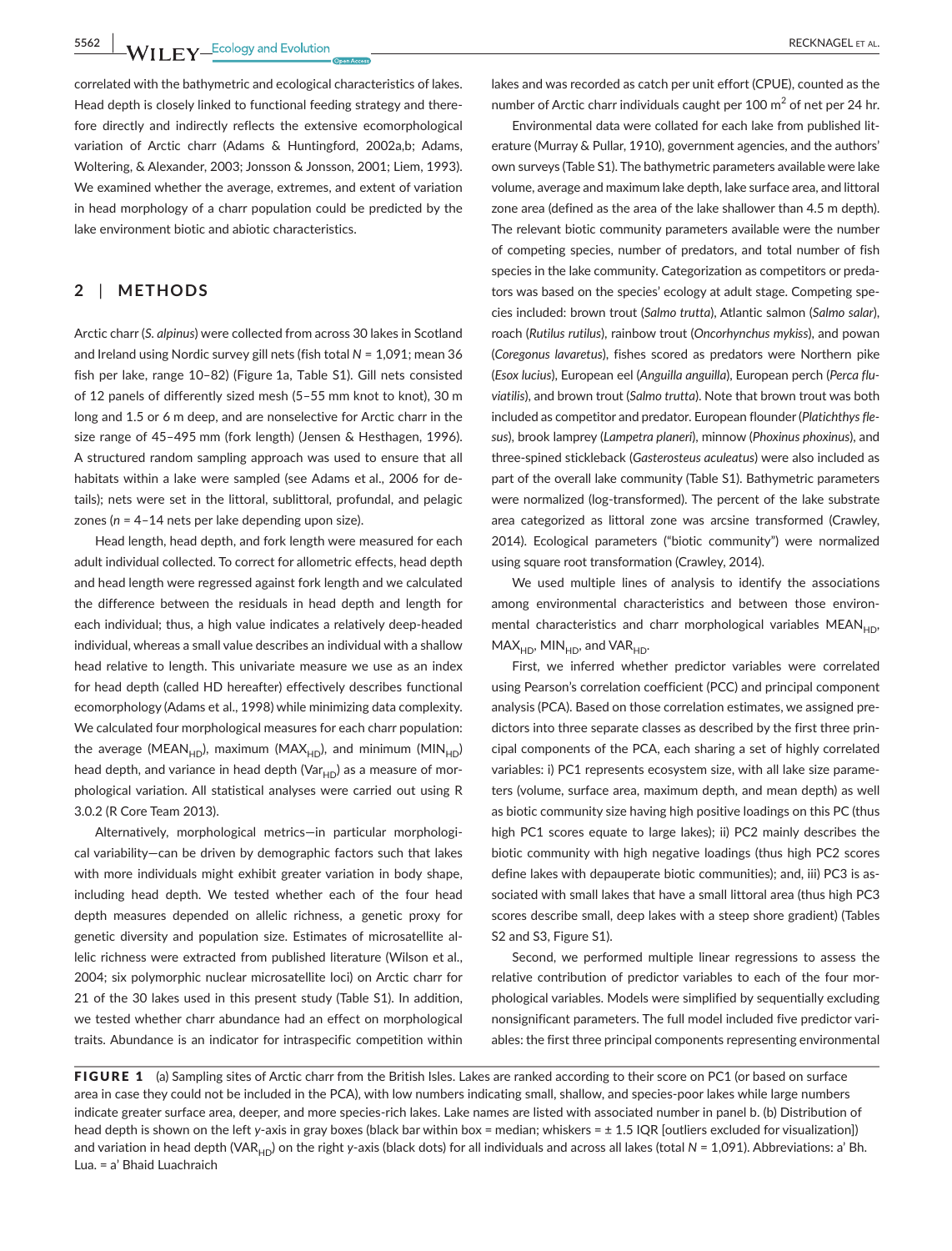correlated with the bathymetric and ecological characteristics of lakes. Head depth is closely linked to functional feeding strategy and therefore directly and indirectly reflects the extensive ecomorphological variation of Arctic charr (Adams & Huntingford, 2002a,b; Adams, Woltering, & Alexander, 2003; Jonsson & Jonsson, 2001; Liem, 1993). We examined whether the average, extremes, and extent of variation in head morphology of a charr population could be predicted by the lake environment biotic and abiotic characteristics.

## 2 | METHODS

Arctic charr (*S. alpinus*) were collected from across 30 lakes in Scotland and Ireland using Nordic survey gill nets (fish total $N$ = 1,091; mean 36 fish per lake, range 10–82) (Figure 1a, Table S1). Gill nets consisted of 12 panels of differently sized mesh (5–55 mm knot to knot), 30 m long and 1.5 or 6 m deep, and are nonselective for Arctic charr in the size range of 45–495 mm (fork length) (Jensen & Hesthagen, 1996). A structured random sampling approach was used to ensure that all habitats within a lake were sampled (see Adams et al., 2006 for details); nets were set in the littoral, sublittoral, profundal, and pelagic zones ($n$ = 4–14 nets per lake depending upon size).

Head length, head depth, and fork length were measured for each adult individual collected. To correct for allometric effects, head depth and head length were regressed against fork length and we calculated the difference between the residuals in head depth and length for each individual; thus, a high value indicates a relatively deep-headed individual, whereas a small value describes an individual with a shallow head relative to length. This univariate measure we use as an index for head depth (called HD hereafter) effectively describes functional ecomorphology (Adams et al., 1998) while minimizing data complexity. We calculated four morphological measures for each charr population: the average ($MEAN_{HD}$), maximum ($MAX_{HD}$), and minimum ($MIN_{HD}$) head depth, and variance in head depth ($Var_{HD}$) as a measure of morphological variation. All statistical analyses were carried out using R 3.0.2 (R Core Team 2013).

Alternatively, morphological metrics—in particular morphological variability—can be driven by demographic factors such that lakes with more individuals might exhibit greater variation in body shape, including head depth. We tested whether each of the four head depth measures depended on allelic richness, a genetic proxy for genetic diversity and population size. Estimates of microsatellite allelic richness were extracted from published literature (Wilson et al., 2004; six polymorphic nuclear microsatellite loci) on Arctic charr for 21 of the 30 lakes used in this present study (Table S1). In addition, we tested whether charr abundance had an effect on morphological traits. Abundance is an indicator for intraspecific competition within lakes and was recorded as catch per unit effort (CPUE), counted as the number of Arctic charr individuals caught per 100 m$^2$ of net per 24 hr.

Environmental data were collated for each lake from published literature (Murray & Pullar, 1910), government agencies, and the authors' own surveys (Table S1). The bathymetric parameters available were lake volume, average and maximum lake depth, lake surface area, and littoral zone area (defined as the area of the lake shallower than 4.5 m depth). The relevant biotic community parameters available were the number of competing species, number of predators, and total number of fish species in the lake community. Categorization as competitors or predators was based on the species' ecology at adult stage. Competing species included: brown trout (*Salmo trutta*), Atlantic salmon (*Salmo salar*), roach (*Rutilus rutilus*), rainbow trout (*Oncorhynchus mykiss*), and powan (*Coregonus lavaretus*), fishes scored as predators were Northern pike (*Esox lucius*), European eel (*Anguilla anguilla*), European perch (*Perca fluviatilis*), and brown trout (*Salmo trutta*). Note that brown trout was both included as competitor and predator. European flounder (*Platichthys flesus*), brook lamprey (*Lampetra planeri*), minnow (*Phoxinus phoxinus*), and three-spined stickleback (*Gasterosteus aculeatus*) were also included as part of the overall lake community (Table S1). Bathymetric parameters were normalized (log-transformed). The percent of the lake substrate area categorized as littoral zone was arcsine transformed (Crawley, 2014). Ecological parameters ("biotic community") were normalized using square root transformation (Crawley, 2014).

We used multiple lines of analysis to identify the associations among environmental characteristics and between those environmental characteristics and charr morphological variables $MEAN_{HD}$, $MAX_{HD}$, $MIN_{HD}$, and $VAR_{HD}$.

First, we inferred whether predictor variables were correlated using Pearson's correlation coefficient (PCC) and principal component analysis (PCA). Based on those correlation estimates, we assigned predictors into three separate classes as described by the first three principal components of the PCA, each sharing a set of highly correlated variables: i) PC1 represents ecosystem size, with all lake size parameters (volume, surface area, maximum depth, and mean depth) as well as biotic community size having high positive loadings on this PC (thus high PC1 scores equate to large lakes); ii) PC2 mainly describes the biotic community with high negative loadings (thus high PC2 scores define lakes with depauperate biotic communities); and, iii) PC3 is associated with small lakes that have a small littoral area (thus high PC3 scores describe small, deep lakes with a steep shore gradient) (Tables S2 and S3, Figure S1).

Second, we performed multiple linear regressions to assess the relative contribution of predictor variables to each of the four morphological variables. Models were simplified by sequentially excluding nonsignificant parameters. The full model included five predictor variables: the first three principal components representing environmental

**FIGURE 1** (a) Sampling sites of Arctic charr from the British Isles. Lakes are ranked according to their score on PC1 (or based on surface area in case they could not be included in the PCA), with low numbers indicating small, shallow, and species-poor lakes while large numbers indicate greater surface area, deeper, and more species-rich lakes. Lake names are listed with associated number in panel b. (b) Distribution of head depth is shown on the left $y$-axis in gray boxes (black bar within box = median; whiskers = ± 1.5 IQR [outliers excluded for visualization]) and variation in head depth ($VAR_{HD}$) on the right $y$-axis (black dots) for all individuals and across all lakes (total $N$ = 1,091). Abbreviations: a' Bh. Lua. = a' Bhaid Luachraich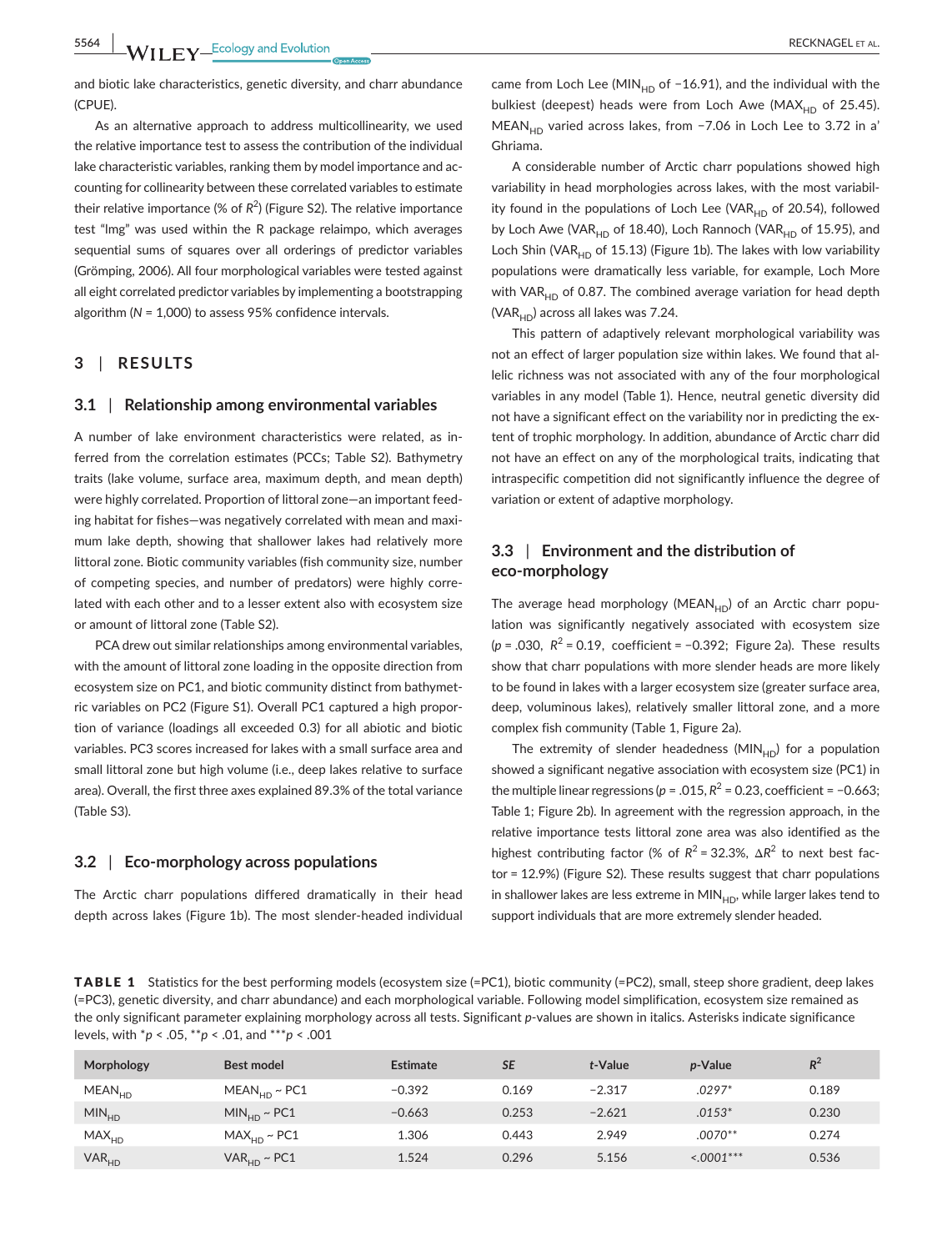and biotic lake characteristics, genetic diversity, and charr abundance (CPUE).

As an alternative approach to address multicollinearity, we used the relative importance test to assess the contribution of the individual lake characteristic variables, ranking them by model importance and accounting for collinearity between these correlated variables to estimate their relative importance (% of $R^2$) (Figure S2). The relative importance test "lmg" was used within the R package relaimpo, which averages sequential sums of squares over all orderings of predictor variables (Grömping, 2006). All four morphological variables were tested against all eight correlated predictor variables by implementing a bootstrapping algorithm ($N = 1{,}000$) to assess 95% confidence intervals.

## 3 | RESULTS

### 3.1 | Relationship among environmental variables

A number of lake environment characteristics were related, as inferred from the correlation estimates (PCCs; Table S2). Bathymetry traits (lake volume, surface area, maximum depth, and mean depth) were highly correlated. Proportion of littoral zone—an important feeding habitat for fishes—was negatively correlated with mean and maximum lake depth, showing that shallower lakes had relatively more littoral zone. Biotic community variables (fish community size, number of competing species, and number of predators) were highly correlated with each other and to a lesser extent also with ecosystem size or amount of littoral zone (Table S2).

PCA drew out similar relationships among environmental variables, with the amount of littoral zone loading in the opposite direction from ecosystem size on PC1, and biotic community distinct from bathymetric variables on PC2 (Figure S1). Overall PC1 captured a high proportion of variance (loadings all exceeded 0.3) for all abiotic and biotic variables. PC3 scores increased for lakes with a small surface area and small littoral zone but high volume (i.e., deep lakes relative to surface area). Overall, the first three axes explained 89.3% of the total variance (Table S3).

### 3.2 | Eco-morphology across populations

The Arctic charr populations differed dramatically in their head depth across lakes (Figure 1b). The most slender-headed individual came from Loch Lee ($MIN_{HD}$ of −16.91), and the individual with the bulkiest (deepest) heads were from Loch Awe ($MAX_{HD}$ of 25.45). $MEAN_{HD}$ varied across lakes, from −7.06 in Loch Lee to 3.72 in a' Ghriama.

A considerable number of Arctic charr populations showed high variability in head morphologies across lakes, with the most variability found in the populations of Loch Lee ($VAR_{HD}$ of 20.54), followed by Loch Awe ($VAR_{HD}$ of 18.40), Loch Rannoch ($VAR_{HD}$ of 15.95), and Loch Shin ($VAR_{HD}$ of 15.13) (Figure 1b). The lakes with low variability populations were dramatically less variable, for example, Loch More with $VAR_{HD}$ of 0.87. The combined average variation for head depth ($VAR_{HD}$) across all lakes was 7.24.

This pattern of adaptively relevant morphological variability was not an effect of larger population size within lakes. We found that allelic richness was not associated with any of the four morphological variables in any model (Table 1). Hence, neutral genetic diversity did not have a significant effect on the variability nor in predicting the extent of trophic morphology. In addition, abundance of Arctic charr did not have an effect on any of the morphological traits, indicating that intraspecific competition did not significantly influence the degree of variation or extent of adaptive morphology.

### 3.3 | Environment and the distribution of eco-morphology

The average head morphology ($MEAN_{HD}$) of an Arctic charr population was significantly negatively associated with ecosystem size ($p = .030$, $R^2 = 0.19$, coefficient = −0.392; Figure 2a). These results show that charr populations with more slender heads are more likely to be found in lakes with a larger ecosystem size (greater surface area, deep, voluminous lakes), relatively smaller littoral zone, and a more complex fish community (Table 1, Figure 2a).

The extremity of slender headedness ($MIN_{HD}$) for a population showed a significant negative association with ecosystem size (PC1) in the multiple linear regressions ($p = .015$, $R^2 = 0.23$, coefficient = −0.663; Table 1; Figure 2b). In agreement with the regression approach, in the relative importance tests littoral zone area was also identified as the highest contributing factor (% of $R^2 = 32.3\%$, $\Delta R^2$ to next best factor = 12.9%) (Figure S2). These results suggest that charr populations in shallower lakes are less extreme in $MIN_{HD}$, while larger lakes tend to support individuals that are more extremely slender headed.

**TABLE 1** Statistics for the best performing models (ecosystem size (=PC1), biotic community (=PC2), small, steep shore gradient, deep lakes (=PC3), genetic diversity, and charr abundance) and each morphological variable. Following model simplification, ecosystem size remained as the only significant parameter explaining morphology across all tests. Significant *p*-values are shown in italics. Asterisks indicate significance levels, with \*$p < .05$, \*\*$p < .01$, and \*\*\*$p < .001$

| Morphology | Best model | Estimate | *SE* | *t*-Value | *p*-Value | $R^2$ |
|---|---|---|---|---|---|---|
| $MEAN_{HD}$ | $MEAN_{HD}$ ~ PC1 | −0.392 | 0.169 | −2.317 | *.0297*\* | 0.189 |
| $MIN_{HD}$ | $MIN_{HD}$ ~ PC1 | −0.663 | 0.253 | −2.621 | *.0153*\* | 0.230 |
| $MAX_{HD}$ | $MAX_{HD}$ ~ PC1 | 1.306 | 0.443 | 2.949 | *.0070*\*\* | 0.274 |
| $VAR_{HD}$ | $VAR_{HD}$ ~ PC1 | 1.524 | 0.296 | 5.156 | *<.0001*\*\*\* | 0.536 |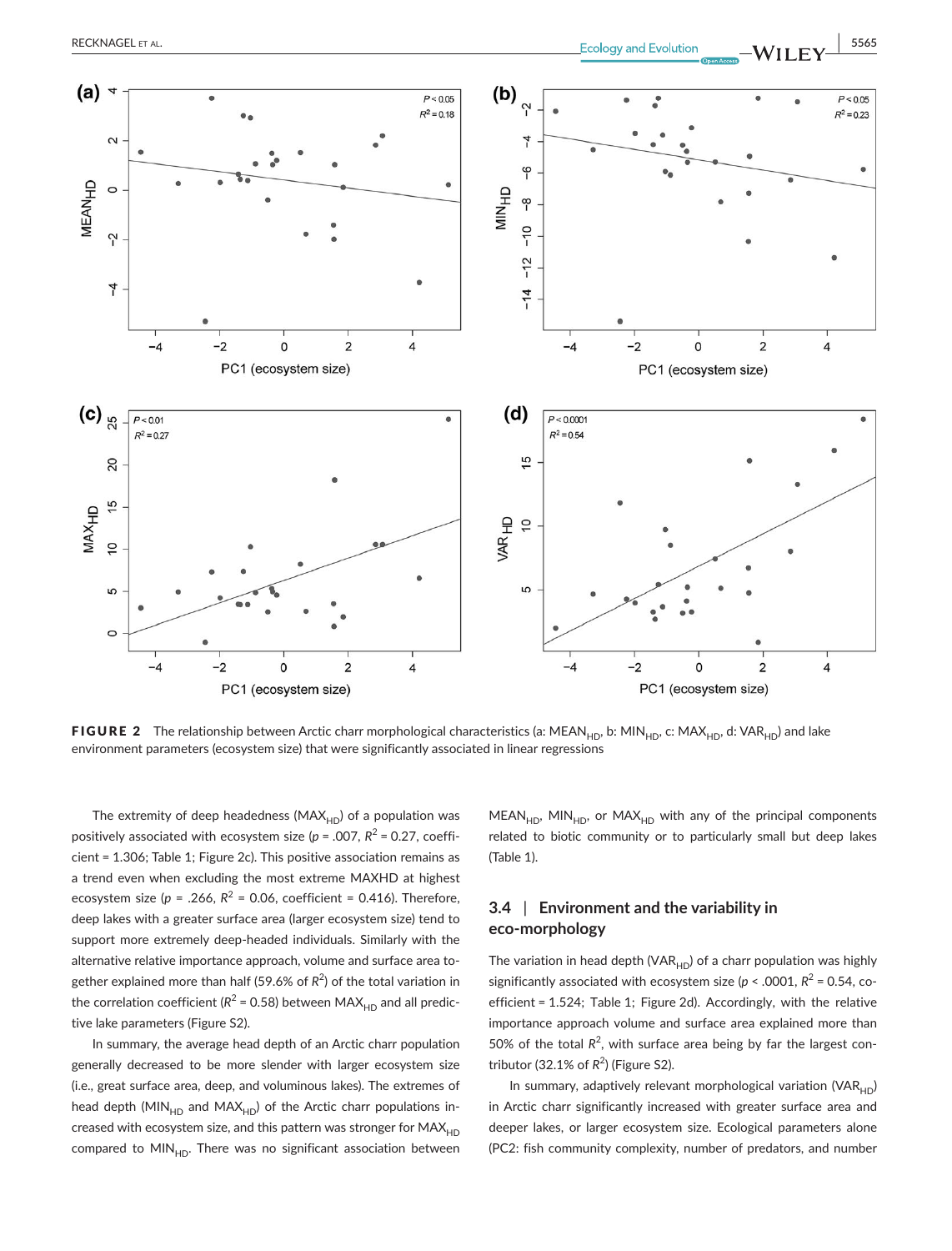FIGURE 2 The relationship between Arctic charr morphological characteristics (a: $MEAN_{HD}$, b: $MIN_{HD}$, c: $MAX_{HD}$, d: $VAR_{HD}$) and lake environment parameters (ecosystem size) that were significantly associated in linear regressions

The extremity of deep headedness ($MAX_{HD}$) of a population was positively associated with ecosystem size ($p$ = .007, $R^2$ = 0.27, coefficient = 1.306; Table 1; Figure 2c). This positive association remains as a trend even when excluding the most extreme MAXHD at highest ecosystem size ($p$ = .266, $R^2$ = 0.06, coefficient = 0.416). Therefore, deep lakes with a greater surface area (larger ecosystem size) tend to support more extremely deep-headed individuals. Similarly with the alternative relative importance approach, volume and surface area together explained more than half (59.6% of $R^2$) of the total variation in the correlation coefficient ($R^2$ = 0.58) between $MAX_{HD}$ and all predictive lake parameters (Figure S2).

In summary, the average head depth of an Arctic charr population generally decreased to be more slender with larger ecosystem size (i.e., great surface area, deep, and voluminous lakes). The extremes of head depth ($MIN_{HD}$ and $MAX_{HD}$) of the Arctic charr populations increased with ecosystem size, and this pattern was stronger for $MAX_{HD}$ compared to $MIN_{HD}$. There was no significant association between $MEAN_{HD}$, $MIN_{HD}$, or $MAX_{HD}$ with any of the principal components related to biotic community or to particularly small but deep lakes (Table 1).

## 3.4 | Environment and the variability in eco-morphology

The variation in head depth ($VAR_{HD}$) of a charr population was highly significantly associated with ecosystem size ($p$ < .0001, $R^2$ = 0.54, coefficient = 1.524; Table 1; Figure 2d). Accordingly, with the relative importance approach volume and surface area explained more than 50% of the total $R^2$, with surface area being by far the largest contributor (32.1% of $R^2$) (Figure S2).

In summary, adaptively relevant morphological variation ($VAR_{HD}$) in Arctic charr significantly increased with greater surface area and deeper lakes, or larger ecosystem size. Ecological parameters alone (PC2: fish community complexity, number of predators, and number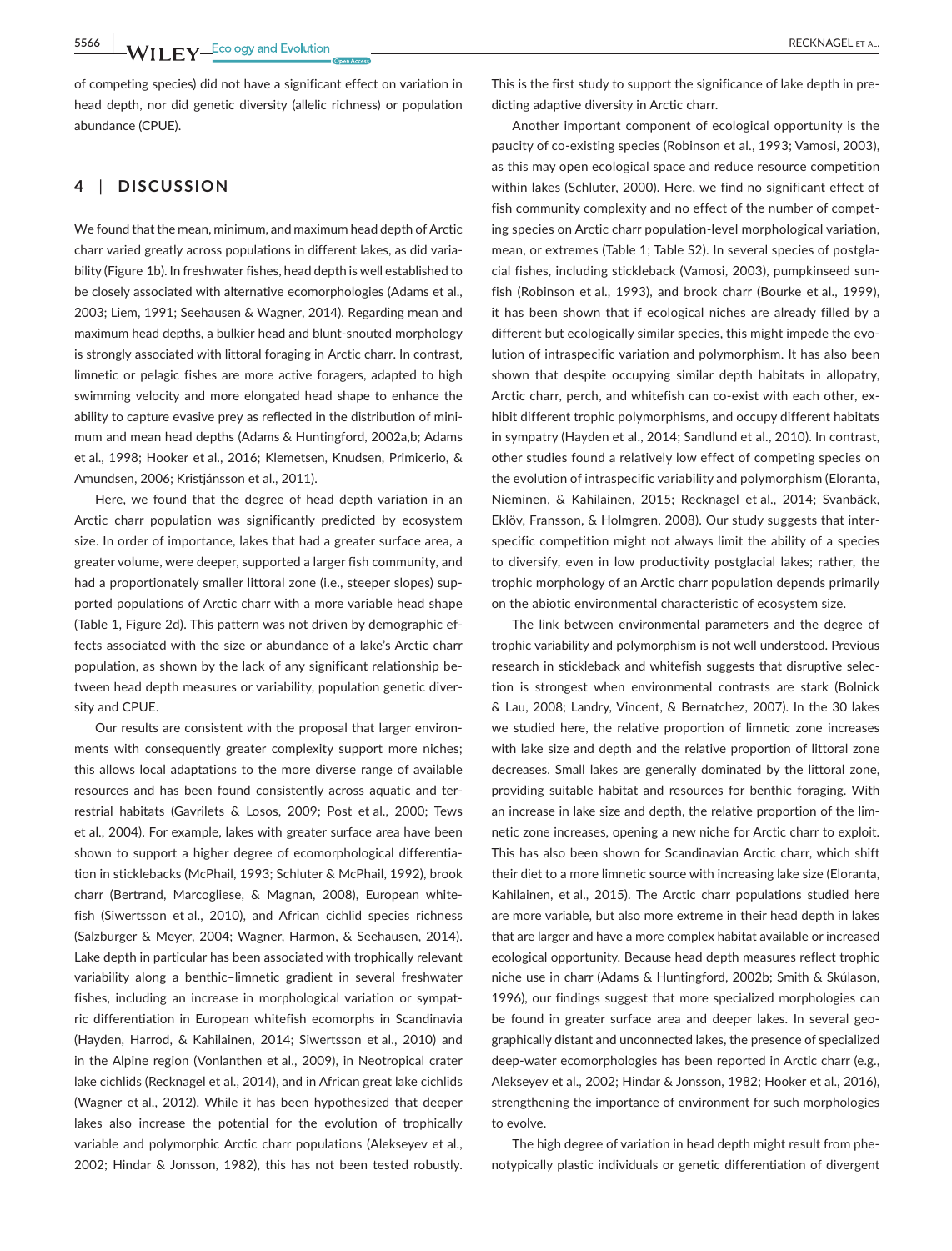of competing species) did not have a significant effect on variation in head depth, nor did genetic diversity (allelic richness) or population abundance (CPUE).

## 4 | DISCUSSION

We found that the mean, minimum, and maximum head depth of Arctic charr varied greatly across populations in different lakes, as did variability (Figure 1b). In freshwater fishes, head depth is well established to be closely associated with alternative ecomorphologies (Adams et al., 2003; Liem, 1991; Seehausen & Wagner, 2014). Regarding mean and maximum head depths, a bulkier head and blunt-snouted morphology is strongly associated with littoral foraging in Arctic charr. In contrast, limnetic or pelagic fishes are more active foragers, adapted to high swimming velocity and more elongated head shape to enhance the ability to capture evasive prey as reflected in the distribution of minimum and mean head depths (Adams & Huntingford, 2002a,b; Adams et al., 1998; Hooker et al., 2016; Klemetsen, Knudsen, Primicerio, & Amundsen, 2006; Kristjánsson et al., 2011).

Here, we found that the degree of head depth variation in an Arctic charr population was significantly predicted by ecosystem size. In order of importance, lakes that had a greater surface area, a greater volume, were deeper, supported a larger fish community, and had a proportionately smaller littoral zone (i.e., steeper slopes) supported populations of Arctic charr with a more variable head shape (Table 1, Figure 2d). This pattern was not driven by demographic effects associated with the size or abundance of a lake's Arctic charr population, as shown by the lack of any significant relationship between head depth measures or variability, population genetic diversity and CPUE.

Our results are consistent with the proposal that larger environments with consequently greater complexity support more niches; this allows local adaptations to the more diverse range of available resources and has been found consistently across aquatic and terrestrial habitats (Gavrilets & Losos, 2009; Post et al., 2000; Tews et al., 2004). For example, lakes with greater surface area have been shown to support a higher degree of ecomorphological differentiation in sticklebacks (McPhail, 1993; Schluter & McPhail, 1992), brook charr (Bertrand, Marcogliese, & Magnan, 2008), European whitefish (Siwertsson et al., 2010), and African cichlid species richness (Salzburger & Meyer, 2004; Wagner, Harmon, & Seehausen, 2014). Lake depth in particular has been associated with trophically relevant variability along a benthic–limnetic gradient in several freshwater fishes, including an increase in morphological variation or sympatric differentiation in European whitefish ecomorphs in Scandinavia (Hayden, Harrod, & Kahilainen, 2014; Siwertsson et al., 2010) and in the Alpine region (Vonlanthen et al., 2009), in Neotropical crater lake cichlids (Recknagel et al., 2014), and in African great lake cichlids (Wagner et al., 2012). While it has been hypothesized that deeper lakes also increase the potential for the evolution of trophically variable and polymorphic Arctic charr populations (Alekseyev et al., 2002; Hindar & Jonsson, 1982), this has not been tested robustly. This is the first study to support the significance of lake depth in predicting adaptive diversity in Arctic charr.

Another important component of ecological opportunity is the paucity of co-existing species (Robinson et al., 1993; Vamosi, 2003), as this may open ecological space and reduce resource competition within lakes (Schluter, 2000). Here, we find no significant effect of fish community complexity and no effect of the number of competing species on Arctic charr population-level morphological variation, mean, or extremes (Table 1; Table S2). In several species of postglacial fishes, including stickleback (Vamosi, 2003), pumpkinseed sunfish (Robinson et al., 1993), and brook charr (Bourke et al., 1999), it has been shown that if ecological niches are already filled by a different but ecologically similar species, this might impede the evolution of intraspecific variation and polymorphism. It has also been shown that despite occupying similar depth habitats in allopatry, Arctic charr, perch, and whitefish can co-exist with each other, exhibit different trophic polymorphisms, and occupy different habitats in sympatry (Hayden et al., 2014; Sandlund et al., 2010). In contrast, other studies found a relatively low effect of competing species on the evolution of intraspecific variability and polymorphism (Eloranta, Nieminen, & Kahilainen, 2015; Recknagel et al., 2014; Svanbäck, Eklöv, Fransson, & Holmgren, 2008). Our study suggests that interspecific competition might not always limit the ability of a species to diversify, even in low productivity postglacial lakes; rather, the trophic morphology of an Arctic charr population depends primarily on the abiotic environmental characteristic of ecosystem size.

The link between environmental parameters and the degree of trophic variability and polymorphism is not well understood. Previous research in stickleback and whitefish suggests that disruptive selection is strongest when environmental contrasts are stark (Bolnick & Lau, 2008; Landry, Vincent, & Bernatchez, 2007). In the 30 lakes we studied here, the relative proportion of limnetic zone increases with lake size and depth and the relative proportion of littoral zone decreases. Small lakes are generally dominated by the littoral zone, providing suitable habitat and resources for benthic foraging. With an increase in lake size and depth, the relative proportion of the limnetic zone increases, opening a new niche for Arctic charr to exploit. This has also been shown for Scandinavian Arctic charr, which shift their diet to a more limnetic source with increasing lake size (Eloranta, Kahilainen, et al., 2015). The Arctic charr populations studied here are more variable, but also more extreme in their head depth in lakes that are larger and have a more complex habitat available or increased ecological opportunity. Because head depth measures reflect trophic niche use in charr (Adams & Huntingford, 2002b; Smith & Skúlason, 1996), our findings suggest that more specialized morphologies can be found in greater surface area and deeper lakes. In several geographically distant and unconnected lakes, the presence of specialized deep-water ecomorphologies has been reported in Arctic charr (e.g., Alekseyev et al., 2002; Hindar & Jonsson, 1982; Hooker et al., 2016), strengthening the importance of environment for such morphologies to evolve.

The high degree of variation in head depth might result from phenotypically plastic individuals or genetic differentiation of divergent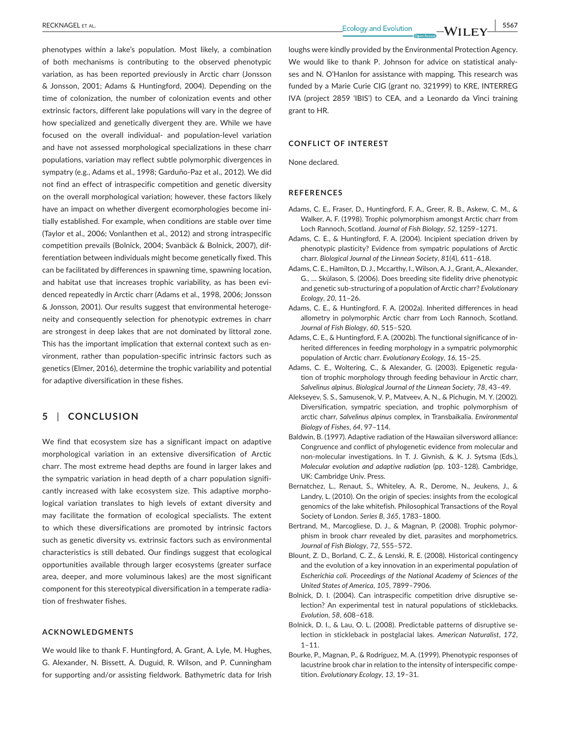phenotypes within a lake's population. Most likely, a combination of both mechanisms is contributing to the observed phenotypic variation, as has been reported previously in Arctic charr (Jonsson & Jonsson, 2001; Adams & Huntingford, 2004). Depending on the time of colonization, the number of colonization events and other extrinsic factors, different lake populations will vary in the degree of how specialized and genetically divergent they are. While we have focused on the overall individual- and population-level variation and have not assessed morphological specializations in these charr populations, variation may reflect subtle polymorphic divergences in sympatry (e.g., Adams et al., 1998; Garduño-Paz et al., 2012). We did not find an effect of intraspecific competition and genetic diversity on the overall morphological variation; however, these factors likely have an impact on whether divergent ecomorphologies become initially established. For example, when conditions are stable over time (Taylor et al., 2006; Vonlanthen et al., 2012) and strong intraspecific competition prevails (Bolnick, 2004; Svanbäck & Bolnick, 2007), differentiation between individuals might become genetically fixed. This can be facilitated by differences in spawning time, spawning location, and habitat use that increases trophic variability, as has been evidenced repeatedly in Arctic charr (Adams et al., 1998, 2006; Jonsson & Jonsson, 2001). Our results suggest that environmental heterogeneity and consequently selection for phenotypic extremes in charr are strongest in deep lakes that are not dominated by littoral zone. This has the important implication that external context such as environment, rather than population-specific intrinsic factors such as genetics (Elmer, 2016), determine the trophic variability and potential for adaptive diversification in these fishes.

## 5 | CONCLUSION

We find that ecosystem size has a significant impact on adaptive morphological variation in an extensive diversification of Arctic charr. The most extreme head depths are found in larger lakes and the sympatric variation in head depth of a charr population significantly increased with lake ecosystem size. This adaptive morphological variation translates to high levels of extant diversity and may facilitate the formation of ecological specialists. The extent to which these diversifications are promoted by intrinsic factors such as genetic diversity vs. extrinsic factors such as environmental characteristics is still debated. Our findings suggest that ecological opportunities available through larger ecosystems (greater surface area, deeper, and more voluminous lakes) are the most significant component for this stereotypical diversification in a temperate radiation of freshwater fishes.

### ACKNOWLEDGMENTS

We would like to thank F. Huntingford, A. Grant, A. Lyle, M. Hughes, G. Alexander, N. Bissett, A. Duguid, R. Wilson, and P. Cunningham for supporting and/or assisting fieldwork. Bathymetric data for Irish loughs were kindly provided by the Environmental Protection Agency. We would like to thank P. Johnson for advice on statistical analyses and N. O'Hanlon for assistance with mapping. This research was funded by a Marie Curie CIG (grant no. 321999) to KRE, INTERREG IVA (project 2859 'IBIS') to CEA, and a Leonardo da Vinci training grant to HR.

### CONFLICT OF INTEREST

None declared.

### REFERENCES

Adams, C. E., Fraser, D., Huntingford, F. A., Greer, R. B., Askew, C. M., & Walker, A. F. (1998). Trophic polymorphism amongst Arctic charr from Loch Rannoch, Scotland. *Journal of Fish Biology*, *52*, 1259–1271.

Adams, C. E., & Huntingford, F. A. (2004). Incipient speciation driven by phenotypic plasticity? Evidence from sympatric populations of Arctic charr. *Biological Journal of the Linnean Society*, *81*(4), 611–618.

Adams, C. E., Hamilton, D. J., Mccarthy, I., Wilson, A. J., Grant, A., Alexander, G., … Skúlason, S. (2006). Does breeding site fidelity drive phenotypic and genetic sub-structuring of a population of Arctic charr? *Evolutionary Ecology*, *20*, 11–26.

Adams, C. E., & Huntingford, F. A. (2002a). Inherited differences in head allometry in polymorphic Arctic charr from Loch Rannoch, Scotland. *Journal of Fish Biology*, *60*, 515–520.

Adams, C. E., & Huntingford, F. A. (2002b). The functional significance of inherited differences in feeding morphology in a sympatric polymorphic population of Arctic charr. *Evolutionary Ecology*, *16*, 15–25.

Adams, C. E., Woltering, C., & Alexander, G. (2003). Epigenetic regulation of trophic morphology through feeding behaviour in Arctic charr, *Salvelinus alpinus*. *Biological Journal of the Linnean Society*, *78*, 43–49.

Alekseyev, S. S., Samusenok, V. P., Matveev, A. N., & Pichugin, M. Y. (2002). Diversification, sympatric speciation, and trophic polymorphism of arctic charr, *Salvelinus alpinus* complex, in Transbaikalia. *Environmental Biology of Fishes*, *64*, 97–114.

Baldwin, B. (1997). Adaptive radiation of the Hawaiian silversword alliance: Congruence and conflict of phylogenetic evidence from molecular and non-molecular investigations. In T. J. Givnish, & K. J. Sytsma (Eds.), *Molecular evolution and adaptive radiation* (pp. 103–128). Cambridge, UK: Cambridge Univ. Press.

Bernatchez, L., Renaut, S., Whiteley, A. R., Derome, N., Jeukens, J., & Landry, L. (2010). On the origin of species: insights from the ecological genomics of the lake whitefish. Philosophical Transactions of the Royal Society of London. *Series B*, *365*, 1783–1800.

Bertrand, M., Marcogliese, D. J., & Magnan, P. (2008). Trophic polymorphism in brook charr revealed by diet, parasites and morphometrics. *Journal of Fish Biology*, *72*, 555–572.

Blount, Z. D., Borland, C. Z., & Lenski, R. E. (2008). Historical contingency and the evolution of a key innovation in an experimental population of *Escherichia coli*. *Proceedings of the National Academy of Sciences of the United States of America*, *105*, 7899–7906.

Bolnick, D. I. (2004). Can intraspecific competition drive disruptive selection? An experimental test in natural populations of sticklebacks. *Evolution*, *58*, 608–618.

Bolnick, D. I., & Lau, O. L. (2008). Predictable patterns of disruptive selection in stickleback in postglacial lakes. *American Naturalist*, *172*, 1–11.

Bourke, P., Magnan, P., & Rodríguez, M. A. (1999). Phenotypic responses of lacustrine brook char in relation to the intensity of interspecific competition. *Evolutionary Ecology*, *13*, 19–31.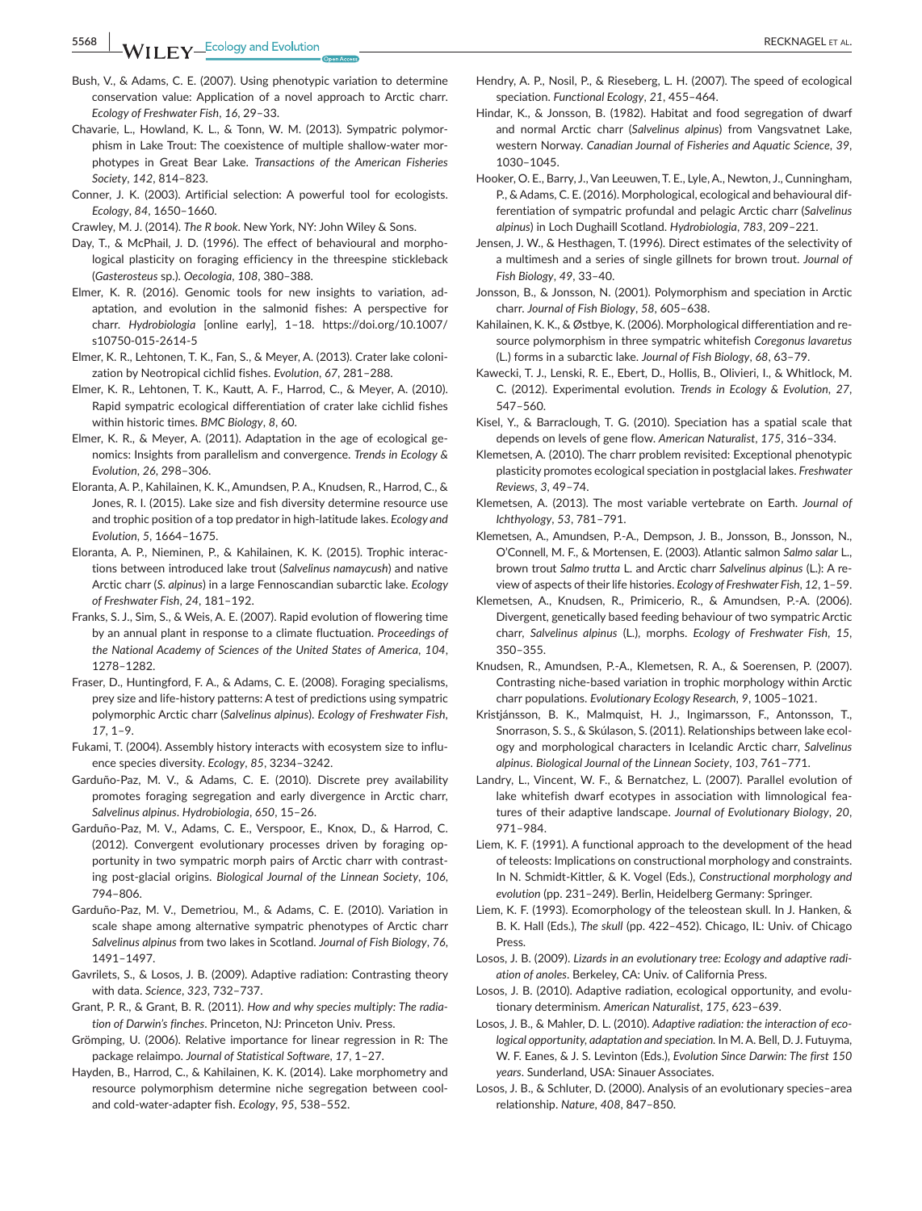Bush, V., & Adams, C. E. (2007). Using phenotypic variation to determine conservation value: Application of a novel approach to Arctic charr. *Ecology of Freshwater Fish*, *16*, 29–33.

Chavarie, L., Howland, K. L., & Tonn, W. M. (2013). Sympatric polymorphism in Lake Trout: The coexistence of multiple shallow-water morphotypes in Great Bear Lake. *Transactions of the American Fisheries Society*, *142*, 814–823.

Conner, J. K. (2003). Artificial selection: A powerful tool for ecologists. *Ecology*, *84*, 1650–1660.

Crawley, M. J. (2014). *The R book*. New York, NY: John Wiley & Sons.

Day, T., & McPhail, J. D. (1996). The effect of behavioural and morphological plasticity on foraging efficiency in the threespine stickleback (*Gasterosteus* sp.). *Oecologia*, *108*, 380–388.

Elmer, K. R. (2016). Genomic tools for new insights to variation, adaptation, and evolution in the salmonid fishes: A perspective for charr. *Hydrobiologia* [online early], 1–18. https://doi.org/10.1007/s10750-015-2614-5

Elmer, K. R., Lehtonen, T. K., Fan, S., & Meyer, A. (2013). Crater lake colonization by Neotropical cichlid fishes. *Evolution*, *67*, 281–288.

Elmer, K. R., Lehtonen, T. K., Kautt, A. F., Harrod, C., & Meyer, A. (2010). Rapid sympatric ecological differentiation of crater lake cichlid fishes within historic times. *BMC Biology*, *8*, 60.

Elmer, K. R., & Meyer, A. (2011). Adaptation in the age of ecological genomics: Insights from parallelism and convergence. *Trends in Ecology & Evolution*, *26*, 298–306.

Eloranta, A. P., Kahilainen, K. K., Amundsen, P. A., Knudsen, R., Harrod, C., & Jones, R. I. (2015). Lake size and fish diversity determine resource use and trophic position of a top predator in high-latitude lakes. *Ecology and Evolution*, *5*, 1664–1675.

Eloranta, A. P., Nieminen, P., & Kahilainen, K. K. (2015). Trophic interactions between introduced lake trout (*Salvelinus namaycush*) and native Arctic charr (*S. alpinus*) in a large Fennoscandian subarctic lake. *Ecology of Freshwater Fish*, *24*, 181–192.

Franks, S. J., Sim, S., & Weis, A. E. (2007). Rapid evolution of flowering time by an annual plant in response to a climate fluctuation. *Proceedings of the National Academy of Sciences of the United States of America*, *104*, 1278–1282.

Fraser, D., Huntingford, F. A., & Adams, C. E. (2008). Foraging specialisms, prey size and life-history patterns: A test of predictions using sympatric polymorphic Arctic charr (*Salvelinus alpinus*). *Ecology of Freshwater Fish*, *17*, 1–9.

Fukami, T. (2004). Assembly history interacts with ecosystem size to influence species diversity. *Ecology*, *85*, 3234–3242.

Garduño-Paz, M. V., & Adams, C. E. (2010). Discrete prey availability promotes foraging segregation and early divergence in Arctic charr, *Salvelinus alpinus*. *Hydrobiologia*, *650*, 15–26.

Garduño-Paz, M. V., Adams, C. E., Verspoor, E., Knox, D., & Harrod, C. (2012). Convergent evolutionary processes driven by foraging opportunity in two sympatric morph pairs of Arctic charr with contrasting post-glacial origins. *Biological Journal of the Linnean Society*, *106*, 794–806.

Garduño-Paz, M. V., Demetriou, M., & Adams, C. E. (2010). Variation in scale shape among alternative sympatric phenotypes of Arctic charr *Salvelinus alpinus* from two lakes in Scotland. *Journal of Fish Biology*, *76*, 1491–1497.

Gavrilets, S., & Losos, J. B. (2009). Adaptive radiation: Contrasting theory with data. *Science*, *323*, 732–737.

Grant, P. R., & Grant, B. R. (2011). *How and why species multiply: The radiation of Darwin's finches*. Princeton, NJ: Princeton Univ. Press.

Grömping, U. (2006). Relative importance for linear regression in R: The package relaimpo. *Journal of Statistical Software*, *17*, 1–27.

Hayden, B., Harrod, C., & Kahilainen, K. K. (2014). Lake morphometry and resource polymorphism determine niche segregation between cool- and cold-water-adapter fish. *Ecology*, *95*, 538–552.

Hendry, A. P., Nosil, P., & Rieseberg, L. H. (2007). The speed of ecological speciation. *Functional Ecology*, *21*, 455–464.

Hindar, K., & Jonsson, B. (1982). Habitat and food segregation of dwarf and normal Arctic charr (*Salvelinus alpinus*) from Vangsvatnet Lake, western Norway. *Canadian Journal of Fisheries and Aquatic Science*, *39*, 1030–1045.

Hooker, O. E., Barry, J., Van Leeuwen, T. E., Lyle, A., Newton, J., Cunningham, P., & Adams, C. E. (2016). Morphological, ecological and behavioural differentiation of sympatric profundal and pelagic Arctic charr (*Salvelinus alpinus*) in Loch Dughaill Scotland. *Hydrobiologia*, *783*, 209–221.

Jensen, J. W., & Hesthagen, T. (1996). Direct estimates of the selectivity of a multimesh and a series of single gillnets for brown trout. *Journal of Fish Biology*, *49*, 33–40.

Jonsson, B., & Jonsson, N. (2001). Polymorphism and speciation in Arctic charr. *Journal of Fish Biology*, *58*, 605–638.

Kahilainen, K. K., & Østbye, K. (2006). Morphological differentiation and resource polymorphism in three sympatric whitefish *Coregonus lavaretus* (L.) forms in a subarctic lake. *Journal of Fish Biology*, *68*, 63–79.

Kawecki, T. J., Lenski, R. E., Ebert, D., Hollis, B., Olivieri, I., & Whitlock, M. C. (2012). Experimental evolution. *Trends in Ecology & Evolution*, *27*, 547–560.

Kisel, Y., & Barraclough, T. G. (2010). Speciation has a spatial scale that depends on levels of gene flow. *American Naturalist*, *175*, 316–334.

Klemetsen, A. (2010). The charr problem revisited: Exceptional phenotypic plasticity promotes ecological speciation in postglacial lakes. *Freshwater Reviews*, *3*, 49–74.

Klemetsen, A. (2013). The most variable vertebrate on Earth. *Journal of Ichthyology*, *53*, 781–791.

Klemetsen, A., Amundsen, P.-A., Dempson, J. B., Jonsson, B., Jonsson, N., O'Connell, M. F., & Mortensen, E. (2003). Atlantic salmon *Salmo salar* L., brown trout *Salmo trutta* L. and Arctic charr *Salvelinus alpinus* (L.): A review of aspects of their life histories. *Ecology of Freshwater Fish*, *12*, 1–59.

Klemetsen, A., Knudsen, R., Primicerio, R., & Amundsen, P.-A. (2006). Divergent, genetically based feeding behaviour of two sympatric Arctic charr, *Salvelinus alpinus* (L.), morphs. *Ecology of Freshwater Fish*, *15*, 350–355.

Knudsen, R., Amundsen, P.-A., Klemetsen, R. A., & Soerensen, P. (2007). Contrasting niche-based variation in trophic morphology within Arctic charr populations. *Evolutionary Ecology Research*, *9*, 1005–1021.

Kristjánsson, B. K., Malmquist, H. J., Ingimarsson, F., Antonsson, T., Snorrason, S. S., & Skúlason, S. (2011). Relationships between lake ecology and morphological characters in Icelandic Arctic charr, *Salvelinus alpinus*. *Biological Journal of the Linnean Society*, *103*, 761–771.

Landry, L., Vincent, W. F., & Bernatchez, L. (2007). Parallel evolution of lake whitefish dwarf ecotypes in association with limnological features of their adaptive landscape. *Journal of Evolutionary Biology*, *20*, 971–984.

Liem, K. F. (1991). A functional approach to the development of the head of teleosts: Implications on constructional morphology and constraints. In N. Schmidt-Kittler, & K. Vogel (Eds.), *Constructional morphology and evolution* (pp. 231–249). Berlin, Heidelberg Germany: Springer.

Liem, K. F. (1993). Ecomorphology of the teleostean skull. In J. Hanken, & B. K. Hall (Eds.), *The skull* (pp. 422–452). Chicago, IL: Univ. of Chicago Press.

Losos, J. B. (2009). *Lizards in an evolutionary tree: Ecology and adaptive radiation of anoles*. Berkeley, CA: Univ. of California Press.

Losos, J. B. (2010). Adaptive radiation, ecological opportunity, and evolutionary determinism. *American Naturalist*, *175*, 623–639.

Losos, J. B., & Mahler, D. L. (2010). *Adaptive radiation: the interaction of ecological opportunity, adaptation and speciation*. In M. A. Bell, D. J. Futuyma, W. F. Eanes, & J. S. Levinton (Eds.), *Evolution Since Darwin: The first 150 years*. Sunderland, USA: Sinauer Associates.

Losos, J. B., & Schluter, D. (2000). Analysis of an evolutionary species–area relationship. *Nature*, *408*, 847–850.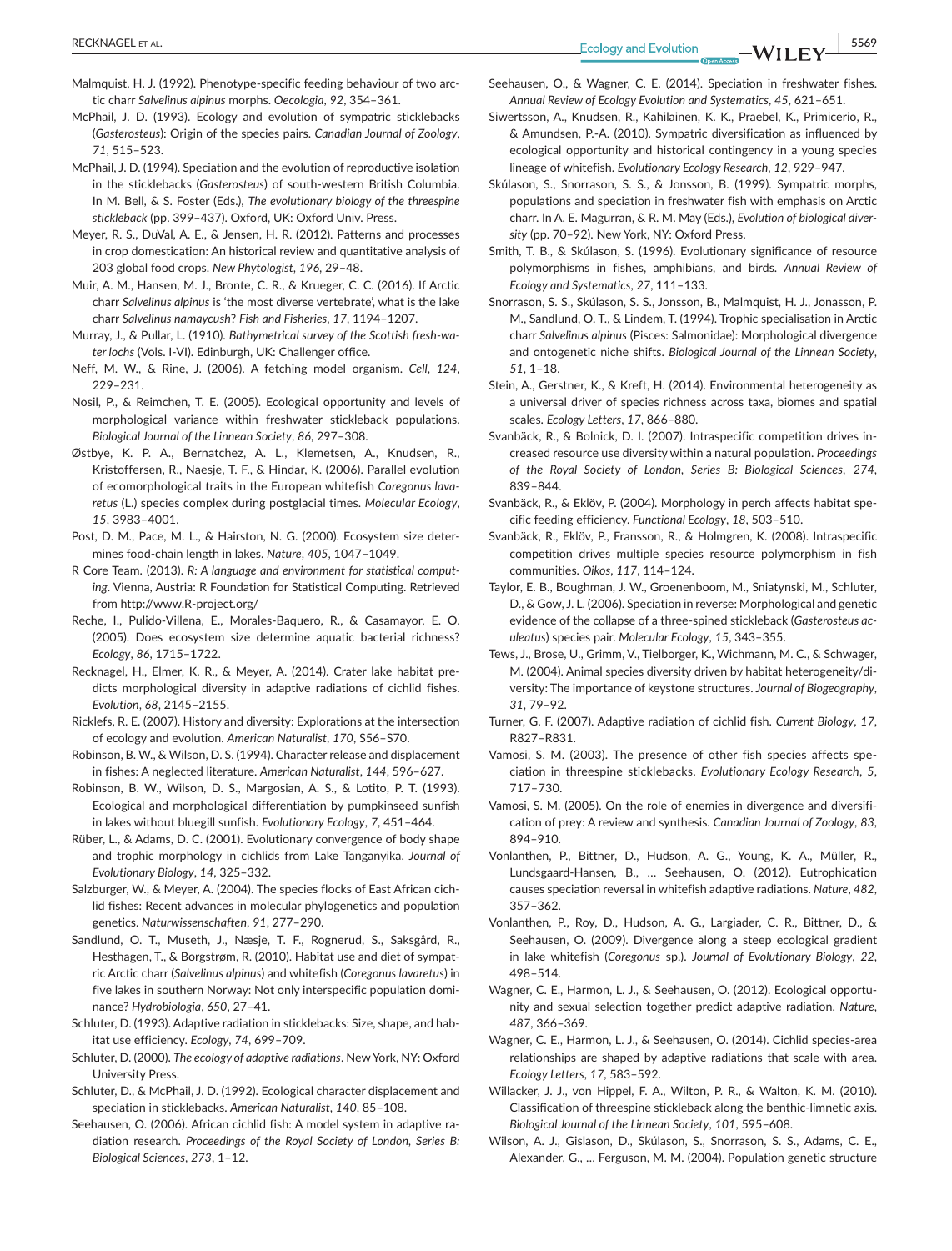Malmquist, H. J. (1992). Phenotype-specific feeding behaviour of two arctic charr *Salvelinus alpinus* morphs. *Oecologia*, *92*, 354–361.

McPhail, J. D. (1993). Ecology and evolution of sympatric sticklebacks (*Gasterosteus*): Origin of the species pairs. *Canadian Journal of Zoology*, *71*, 515–523.

McPhail, J. D. (1994). Speciation and the evolution of reproductive isolation in the sticklebacks (*Gasterosteus*) of south-western British Columbia. In M. Bell, & S. Foster (Eds.), *The evolutionary biology of the threespine stickleback* (pp. 399–437). Oxford, UK: Oxford Univ. Press.

Meyer, R. S., DuVal, A. E., & Jensen, H. R. (2012). Patterns and processes in crop domestication: An historical review and quantitative analysis of 203 global food crops. *New Phytologist*, *196*, 29–48.

Muir, A. M., Hansen, M. J., Bronte, C. R., & Krueger, C. C. (2016). If Arctic charr *Salvelinus alpinus* is 'the most diverse vertebrate', what is the lake charr *Salvelinus namaycush*? *Fish and Fisheries*, *17*, 1194–1207.

Murray, J., & Pullar, L. (1910). *Bathymetrical survey of the Scottish fresh-water lochs* (Vols. I-VI). Edinburgh, UK: Challenger office.

Neff, M. W., & Rine, J. (2006). A fetching model organism. *Cell*, *124*, 229–231.

Nosil, P., & Reimchen, T. E. (2005). Ecological opportunity and levels of morphological variance within freshwater stickleback populations. *Biological Journal of the Linnean Society*, *86*, 297–308.

Østbye, K. P. A., Bernatchez, A. L., Klemetsen, A., Knudsen, R., Kristoffersen, R., Naesje, T. F., & Hindar, K. (2006). Parallel evolution of ecomorphological traits in the European whitefish *Coregonus lavaretus* (L.) species complex during postglacial times. *Molecular Ecology*, *15*, 3983–4001.

Post, D. M., Pace, M. L., & Hairston, N. G. (2000). Ecosystem size determines food-chain length in lakes. *Nature*, *405*, 1047–1049.

R Core Team. (2013). *R: A language and environment for statistical computing*. Vienna, Austria: R Foundation for Statistical Computing. Retrieved from http://www.R-project.org/

Reche, I., Pulido-Villena, E., Morales-Baquero, R., & Casamayor, E. O. (2005). Does ecosystem size determine aquatic bacterial richness? *Ecology*, *86*, 1715–1722.

Recknagel, H., Elmer, K. R., & Meyer, A. (2014). Crater lake habitat predicts morphological diversity in adaptive radiations of cichlid fishes. *Evolution*, *68*, 2145–2155.

Ricklefs, R. E. (2007). History and diversity: Explorations at the intersection of ecology and evolution. *American Naturalist*, *170*, S56–S70.

Robinson, B. W., & Wilson, D. S. (1994). Character release and displacement in fishes: A neglected literature. *American Naturalist*, *144*, 596–627.

Robinson, B. W., Wilson, D. S., Margosian, A. S., & Lotito, P. T. (1993). Ecological and morphological differentiation by pumpkinseed sunfish in lakes without bluegill sunfish. *Evolutionary Ecology*, *7*, 451–464.

Rüber, L., & Adams, D. C. (2001). Evolutionary convergence of body shape and trophic morphology in cichlids from Lake Tanganyika. *Journal of Evolutionary Biology*, *14*, 325–332.

Salzburger, W., & Meyer, A. (2004). The species flocks of East African cichlid fishes: Recent advances in molecular phylogenetics and population genetics. *Naturwissenschaften*, *91*, 277–290.

Sandlund, O. T., Museth, J., Næsje, T. F., Rognerud, S., Saksgård, R., Hesthagen, T., & Borgstrøm, R. (2010). Habitat use and diet of sympatric Arctic charr (*Salvelinus alpinus*) and whitefish (*Coregonus lavaretus*) in five lakes in southern Norway: Not only interspecific population dominance? *Hydrobiologia*, *650*, 27–41.

Schluter, D. (1993). Adaptive radiation in sticklebacks: Size, shape, and habitat use efficiency. *Ecology*, *74*, 699–709.

Schluter, D. (2000). *The ecology of adaptive radiations*. New York, NY: Oxford University Press.

Schluter, D., & McPhail, J. D. (1992). Ecological character displacement and speciation in sticklebacks. *American Naturalist*, *140*, 85–108.

Seehausen, O. (2006). African cichlid fish: A model system in adaptive radiation research. *Proceedings of the Royal Society of London, Series B: Biological Sciences*, *273*, 1–12.

Seehausen, O., & Wagner, C. E. (2014). Speciation in freshwater fishes. *Annual Review of Ecology Evolution and Systematics*, *45*, 621–651.

Siwertsson, A., Knudsen, R., Kahilainen, K. K., Praebel, K., Primicerio, R., & Amundsen, P.-A. (2010). Sympatric diversification as influenced by ecological opportunity and historical contingency in a young species lineage of whitefish. *Evolutionary Ecology Research*, *12*, 929–947.

Skúlason, S., Snorrason, S. S., & Jonsson, B. (1999). Sympatric morphs, populations and speciation in freshwater fish with emphasis on Arctic charr. In A. E. Magurran, & R. M. May (Eds.), *Evolution of biological diversity* (pp. 70–92). New York, NY: Oxford Press.

Smith, T. B., & Skúlason, S. (1996). Evolutionary significance of resource polymorphisms in fishes, amphibians, and birds. *Annual Review of Ecology and Systematics*, *27*, 111–133.

Snorrason, S. S., Skúlason, S. S., Jonsson, B., Malmquist, H. J., Jonasson, P. M., Sandlund, O. T., & Lindem, T. (1994). Trophic specialisation in Arctic charr *Salvelinus alpinus* (Pisces: Salmonidae): Morphological divergence and ontogenetic niche shifts. *Biological Journal of the Linnean Society*, *51*, 1–18.

Stein, A., Gerstner, K., & Kreft, H. (2014). Environmental heterogeneity as a universal driver of species richness across taxa, biomes and spatial scales. *Ecology Letters*, *17*, 866–880.

Svanbäck, R., & Bolnick, D. I. (2007). Intraspecific competition drives increased resource use diversity within a natural population. *Proceedings of the Royal Society of London, Series B: Biological Sciences*, *274*, 839–844.

Svanbäck, R., & Eklöv, P. (2004). Morphology in perch affects habitat specific feeding efficiency. *Functional Ecology*, *18*, 503–510.

Svanbäck, R., Eklöv, P., Fransson, R., & Holmgren, K. (2008). Intraspecific competition drives multiple species resource polymorphism in fish communities. *Oikos*, *117*, 114–124.

Taylor, E. B., Boughman, J. W., Groenenboom, M., Sniatynski, M., Schluter, D., & Gow, J. L. (2006). Speciation in reverse: Morphological and genetic evidence of the collapse of a three-spined stickleback (*Gasterosteus aculeatus*) species pair. *Molecular Ecology*, *15*, 343–355.

Tews, J., Brose, U., Grimm, V., Tielborger, K., Wichmann, M. C., & Schwager, M. (2004). Animal species diversity driven by habitat heterogeneity/diversity: The importance of keystone structures. *Journal of Biogeography*, *31*, 79–92.

Turner, G. F. (2007). Adaptive radiation of cichlid fish. *Current Biology*, *17*, R827–R831.

Vamosi, S. M. (2003). The presence of other fish species affects speciation in threespine sticklebacks. *Evolutionary Ecology Research*, *5*, 717–730.

Vamosi, S. M. (2005). On the role of enemies in divergence and diversification of prey: A review and synthesis. *Canadian Journal of Zoology*, *83*, 894–910.

Vonlanthen, P., Bittner, D., Hudson, A. G., Young, K. A., Müller, R., Lundsgaard-Hansen, B., … Seehausen, O. (2012). Eutrophication causes speciation reversal in whitefish adaptive radiations. *Nature*, *482*, 357–362.

Vonlanthen, P., Roy, D., Hudson, A. G., Largiader, C. R., Bittner, D., & Seehausen, O. (2009). Divergence along a steep ecological gradient in lake whitefish (*Coregonus* sp.). *Journal of Evolutionary Biology*, *22*, 498–514.

Wagner, C. E., Harmon, L. J., & Seehausen, O. (2012). Ecological opportunity and sexual selection together predict adaptive radiation. *Nature*, *487*, 366–369.

Wagner, C. E., Harmon, L. J., & Seehausen, O. (2014). Cichlid species-area relationships are shaped by adaptive radiations that scale with area. *Ecology Letters*, *17*, 583–592.

Willacker, J. J., von Hippel, F. A., Wilton, P. R., & Walton, K. M. (2010). Classification of threespine stickleback along the benthic-limnetic axis. *Biological Journal of the Linnean Society*, *101*, 595–608.

Wilson, A. J., Gislason, D., Skúlason, S., Snorrason, S. S., Adams, C. E., Alexander, G., … Ferguson, M. M. (2004). Population genetic structure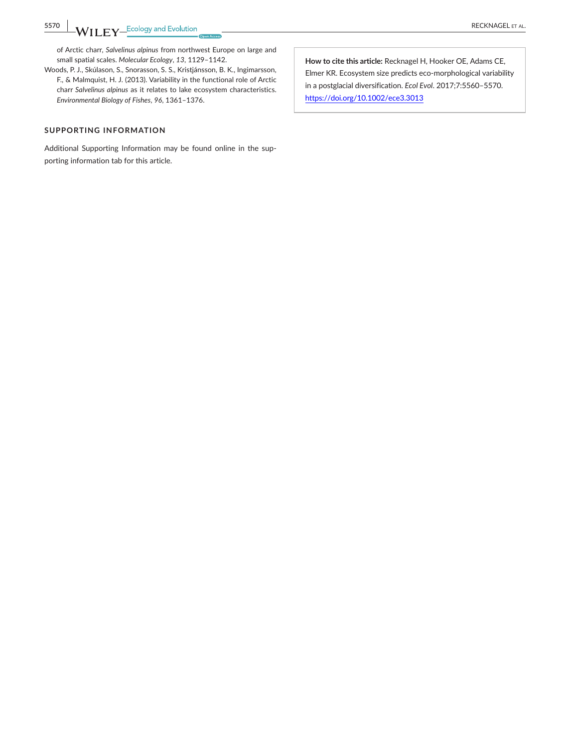of Arctic charr, *Salvelinus alpinus* from northwest Europe on large and small spatial scales. *Molecular Ecology*, *13*, 1129–1142.

Woods, P. J., Skúlason, S., Snorasson, S. S., Kristjánsson, B. K., Ingimarsson, F., & Malmquist, H. J. (2013). Variability in the functional role of Arctic charr *Salvelinus alpinus* as it relates to lake ecosystem characteristics. *Environmental Biology of Fishes*, *96*, 1361–1376.

## SUPPORTING INFORMATION

Additional Supporting Information may be found online in the supporting information tab for this article.

**How to cite this article:** Recknagel H, Hooker OE, Adams CE, Elmer KR. Ecosystem size predicts eco-morphological variability in a postglacial diversification. *Ecol Evol*. 2017;7:5560–5570. https://doi.org/10.1002/ece3.3013